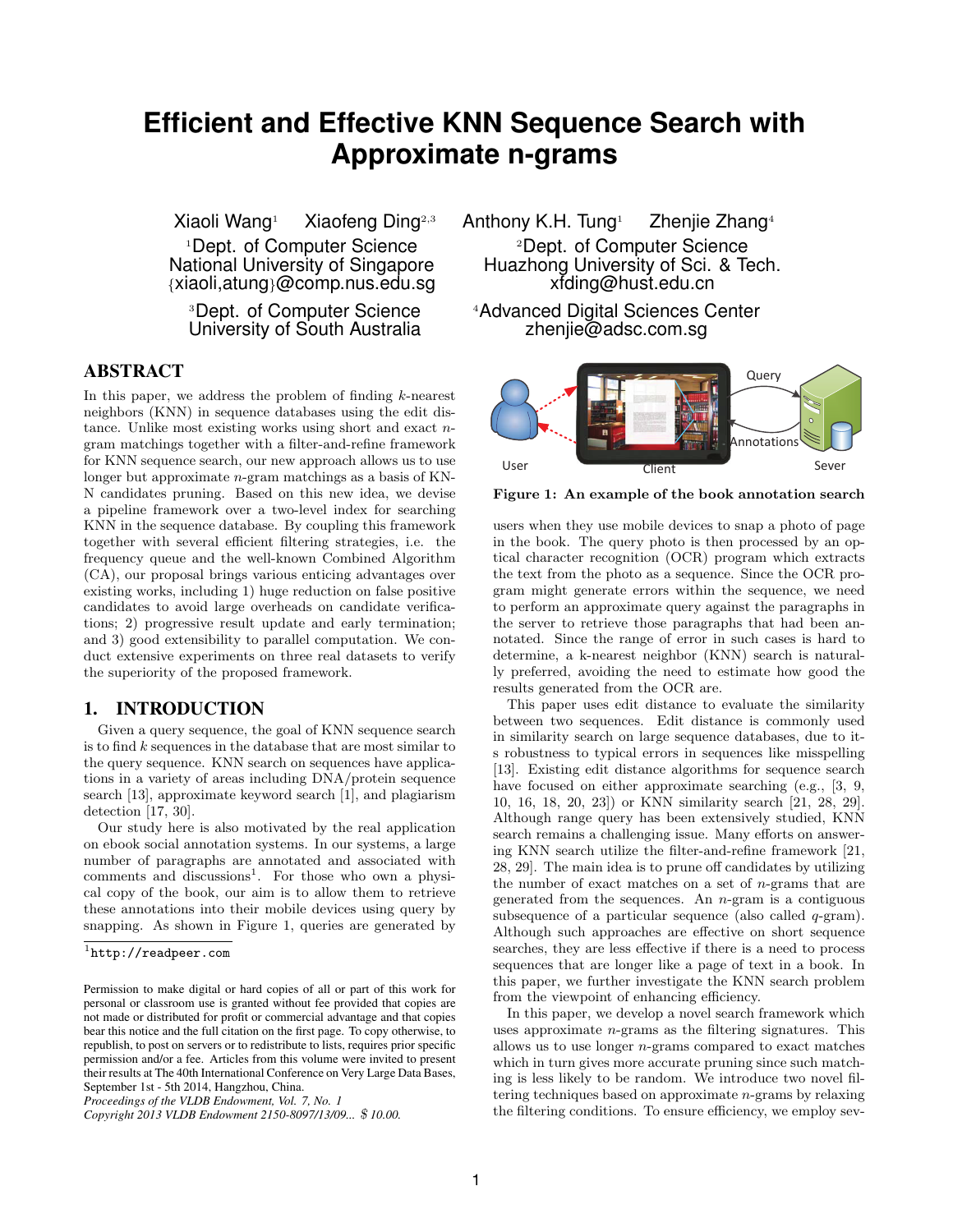# Efficient and Effective KNN Sequence Search with Approximate n-grams

Xiaoli Wang[1] Xiaofeng Ding[2,3] Anthony K.H. Tung[1] Zhenjie Zhang[4]

[1]Dept. of Computer Science
National University of Singapore
{xiaoli,atung}@comp.nus.edu.sg

[2]Dept. of Computer Science
Huazhong University of Sci. & Tech.
xfding@hust.edu.cn

[3]Dept. of Computer Science
University of South Australia

[4]Advanced Digital Sciences Center
zhenjie@adsc.com.sg

## ABSTRACT

In this paper, we address the problem of finding $k$-nearest neighbors (KNN) in sequence databases using the edit distance. Unlike most existing works using short and exact $n$-gram matchings together with a filter-and-refine framework for KNN sequence search, our new approach allows us to use longer but approximate $n$-gram matchings as a basis of KNN candidates pruning. Based on this new idea, we devise a pipeline framework over a two-level index for searching KNN in the sequence database. By coupling this framework together with several efficient filtering strategies, i.e. the frequency queue and the well-known Combined Algorithm (CA), our proposal brings various enticing advantages over existing works, including 1) huge reduction on false positive candidates to avoid large overheads on candidate verifications; 2) progressive result update and early termination; and 3) good extensibility to parallel computation. We conduct extensive experiments on three real datasets to verify the superiority of the proposed framework.

## 1. INTRODUCTION

Given a query sequence, the goal of KNN sequence search is to find $k$ sequences in the database that are most similar to the query sequence. KNN search on sequences have applications in a variety of areas including DNA/protein sequence search [13], approximate keyword search [1], and plagiarism detection [17, 30].

Our study here is also motivated by the real application on ebook social annotation systems. In our systems, a large number of paragraphs are annotated and associated with comments and discussions[1]. For those who own a physical copy of the book, our aim is to allow them to retrieve these annotations into their mobile devices using query by snapping. As shown in Figure 1, queries are generated by users when they use mobile devices to snap a photo of page in the book. The query photo is then processed by an optical character recognition (OCR) program which extracts the text from the photo as a sequence. Since the OCR program might generate errors within the sequence, we need to perform an approximate query against the paragraphs in the server to retrieve those paragraphs that had been annotated. Since the range of error in such cases is hard to determine, a k-nearest neighbor (KNN) search is naturally preferred, avoiding the need to estimate how good the results generated from the OCR are.

User

Client

Query

Annotations

Sever

Figure 1: An example of the book annotation search

This paper uses edit distance to evaluate the similarity between two sequences. Edit distance is commonly used in similarity search on large sequence databases, due to its robustness to typical errors in sequences like misspelling [13]. Existing edit distance algorithms for sequence search have focused on either approximate searching (e.g., [3, 9, 10, 16, 18, 20, 23]) or KNN similarity search [21, 28, 29]. Although range query has been extensively studied, KNN search remains a challenging issue. Many efforts on answering KNN search utilize the filter-and-refine framework [21, 28, 29]. The main idea is to prune off candidates by utilizing the number of exact matches on a set of $n$-grams that are generated from the sequences. An $n$-gram is a contiguous subsequence of a particular sequence (also called $q$-gram). Although such approaches are effective on short sequence searches, they are less effective if there is a need to process sequences that are longer like a page of text in a book. In this paper, we further investigate the KNN search problem from the viewpoint of enhancing efficiency.

In this paper, we develop a novel search framework which uses approximate $n$-grams as the filtering signatures. This allows us to use longer $n$-grams compared to exact matches which in turn gives more accurate pruning since such matching is less likely to be random. We introduce two novel filtering techniques based on approximate $n$-grams by relaxing the filtering conditions. To ensure efficiency, we employ sev-

[1] http://readpeer.com

Permission to make digital or hard copies of all or part of this work for personal or classroom use is granted without fee provided that copies are not made or distributed for profit or commercial advantage and that copies bear this notice and the full citation on the first page. To copy otherwise, to republish, to post on servers or to redistribute to lists, requires prior specific permission and/or a fee. Articles from this volume were invited to present their results at The 40th International Conference on Very Large Data Bases, September 1st - 5th 2014, Hangzhou, China.
*Proceedings of the VLDB Endowment, Vol. 7, No. 1*
*Copyright 2013 VLDB Endowment 2150-8097/13/09... $ 10.00.*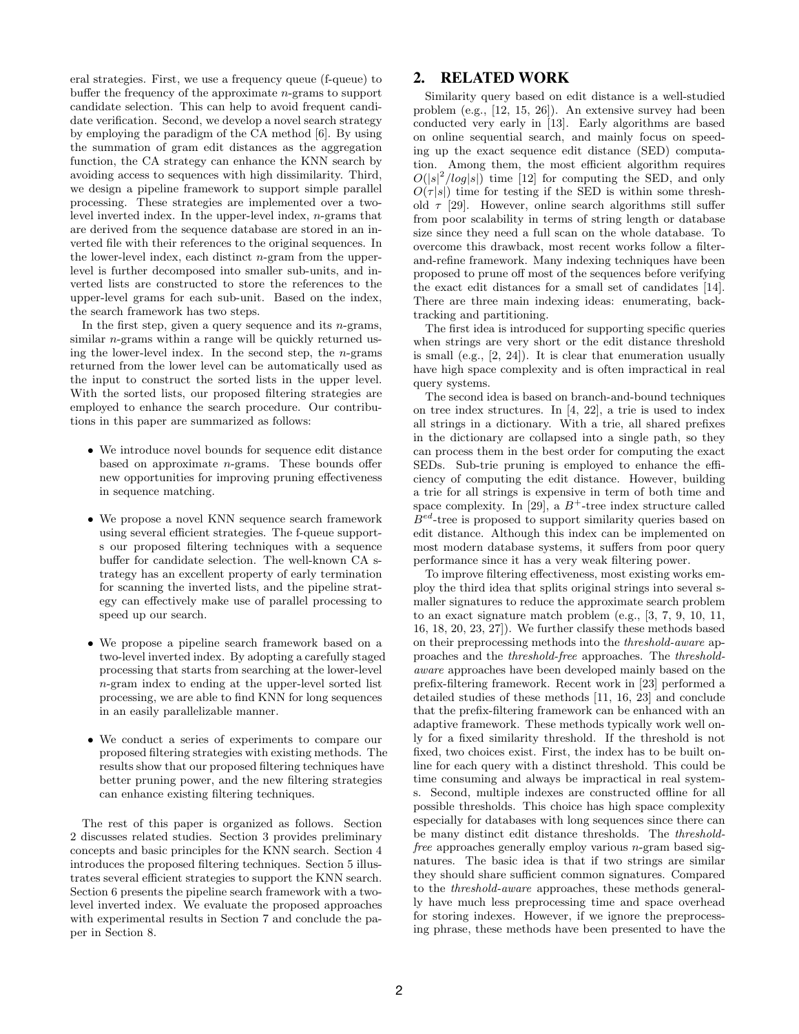eral strategies. First, we use a frequency queue (f-queue) to buffer the frequency of the approximate $n$-grams to support candidate selection. This can help to avoid frequent candidate verification. Second, we develop a novel search strategy by employing the paradigm of the CA method [6]. By using the summation of gram edit distances as the aggregation function, the CA strategy can enhance the KNN search by avoiding access to sequences with high dissimilarity. Third, we design a pipeline framework to support simple parallel processing. These strategies are implemented over a two-level inverted index. In the upper-level index, $n$-grams that are derived from the sequence database are stored in an inverted file with their references to the original sequences. In the lower-level index, each distinct $n$-gram from the upper-level is further decomposed into smaller sub-units, and inverted lists are constructed to store the references to the upper-level grams for each sub-unit. Based on the index, the search framework has two steps.

In the first step, given a query sequence and its $n$-grams, similar $n$-grams within a range will be quickly returned using the lower-level index. In the second step, the $n$-grams returned from the lower level can be automatically used as the input to construct the sorted lists in the upper level. With the sorted lists, our proposed filtering strategies are employed to enhance the search procedure. Our contributions in this paper are summarized as follows:

- We introduce novel bounds for sequence edit distance based on approximate $n$-grams. These bounds offer new opportunities for improving pruning effectiveness in sequence matching.
- We propose a novel KNN sequence search framework using several efficient strategies. The f-queue supports our proposed filtering techniques with a sequence buffer for candidate selection. The well-known CA strategy has an excellent property of early termination for scanning the inverted lists, and the pipeline strategy can effectively make use of parallel processing to speed up our search.
- We propose a pipeline search framework based on a two-level inverted index. By adopting a carefully staged processing that starts from searching at the lower-level $n$-gram index to ending at the upper-level sorted list processing, we are able to find KNN for long sequences in an easily parallelizable manner.
- We conduct a series of experiments to compare our proposed filtering strategies with existing methods. The results show that our proposed filtering techniques have better pruning power, and the new filtering strategies can enhance existing filtering techniques.

The rest of this paper is organized as follows. Section 2 discusses related studies. Section 3 provides preliminary concepts and basic principles for the KNN search. Section 4 introduces the proposed filtering techniques. Section 5 illustrates several efficient strategies to support the KNN search. Section 6 presents the pipeline search framework with a two-level inverted index. We evaluate the proposed approaches with experimental results in Section 7 and conclude the paper in Section 8.

## 2. RELATED WORK

Similarity query based on edit distance is a well-studied problem (e.g., [12, 15, 26]). An extensive survey had been conducted very early in [13]. Early algorithms are based on online sequential search, and mainly focus on speeding up the exact sequence edit distance (SED) computation. Among them, the most efficient algorithm requires $O(|s|^2/log|s|)$ time [12] for computing the SED, and only $O(\tau|s|)$ time for testing if the SED is within some threshold $\tau$ [29]. However, online search algorithms still suffer from poor scalability in terms of string length or database size since they need a full scan on the whole database. To overcome this drawback, most recent works follow a filter-and-refine framework. Many indexing techniques have been proposed to prune off most of the sequences before verifying the exact edit distances for a small set of candidates [14]. There are three main indexing ideas: enumerating, backtracking and partitioning.

The first idea is introduced for supporting specific queries when strings are very short or the edit distance threshold is small (e.g., [2, 24]). It is clear that enumeration usually have high space complexity and is often impractical in real query systems.

The second idea is based on branch-and-bound techniques on tree index structures. In [4, 22], a trie is used to index all strings in a dictionary. With a trie, all shared prefixes in the dictionary are collapsed into a single path, so they can process them in the best order for computing the exact SEDs. Sub-trie pruning is employed to enhance the efficiency of computing the edit distance. However, building a trie for all strings is expensive in term of both time and space complexity. In [29], a $B^+$-tree index structure called $B^{ed}$-tree is proposed to support similarity queries based on edit distance. Although this index can be implemented on most modern database systems, it suffers from poor query performance since it has a very weak filtering power.

To improve filtering effectiveness, most existing works employ the third idea that splits original strings into several smaller signatures to reduce the approximate search problem to an exact signature match problem (e.g., [3, 7, 9, 10, 11, 16, 18, 20, 23, 27]). We further classify these methods based on their preprocessing methods into the *threshold-aware* approaches and the *threshold-free* approaches. The *threshold-aware* approaches have been developed mainly based on the prefix-filtering framework. Recent work in [23] performed a detailed studies of these methods [11, 16, 23] and conclude that the prefix-filtering framework can be enhanced with an adaptive framework. These methods typically work well only for a fixed similarity threshold. If the threshold is not fixed, two choices exist. First, the index has to be built online for each query with a distinct threshold. This could be time consuming and always be impractical in real systems. Second, multiple indexes are constructed offline for all possible thresholds. This choice has high space complexity especially for databases with long sequences since there can be many distinct edit distance thresholds. The *threshold-free* approaches generally employ various $n$-gram based signatures. The basic idea is that if two strings are similar they should share sufficient common signatures. Compared to the *threshold-aware* approaches, these methods generally have much less preprocessing time and space overhead for storing indexes. However, if we ignore the preprocessing phrase, these methods have been presented to have the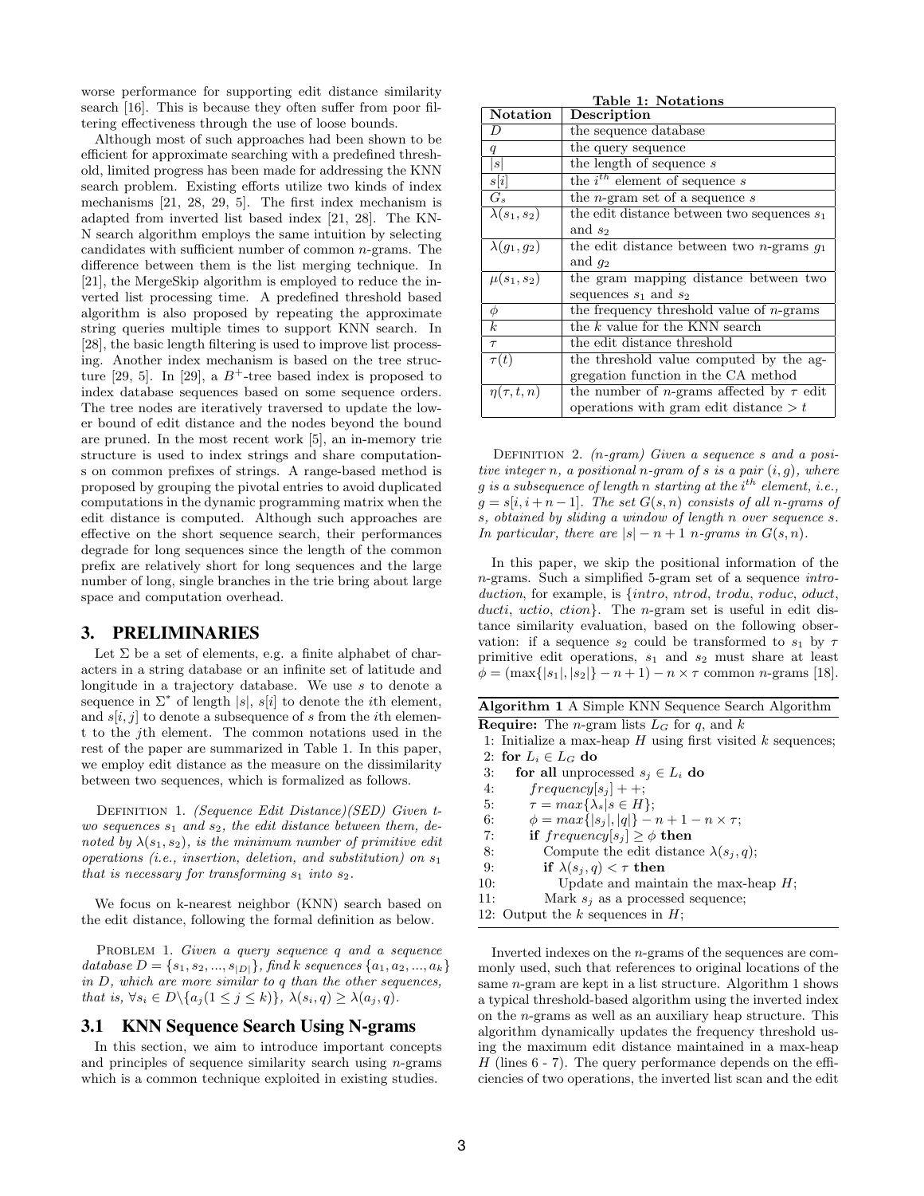worse performance for supporting edit distance similarity search [16]. This is because they often suffer from poor filtering effectiveness through the use of loose bounds.

Although most of such approaches had been shown to be efficient for approximate searching with a predefined threshold, limited progress has been made for addressing the KNN search problem. Existing efforts utilize two kinds of index mechanisms [21, 28, 29, 5]. The first index mechanism is adapted from inverted list based index [21, 28]. The KNN search algorithm employs the same intuition by selecting candidates with sufficient number of common $n$-grams. The difference between them is the list merging technique. In [21], the MergeSkip algorithm is employed to reduce the inverted list processing time. A predefined threshold based algorithm is also proposed by repeating the approximate string queries multiple times to support KNN search. In [28], the basic length filtering is used to improve list processing. Another index mechanism is based on the tree structure [29, 5]. In [29], a $B^+$-tree based index is proposed to index database sequences based on some sequence orders. The tree nodes are iteratively traversed to update the lower bound of edit distance and the nodes beyond the bound are pruned. In the most recent work [5], an in-memory trie structure is used to index strings and share computations on common prefixes of strings. A range-based method is proposed by grouping the pivotal entries to avoid duplicated computations in the dynamic programming matrix when the edit distance is computed. Although such approaches are effective on the short sequence search, their performances degrade for long sequences since the length of the common prefix are relatively short for long sequences and the large number of long, single branches in the trie bring about large space and computation overhead.

## 3. PRELIMINARIES

Let $\Sigma$ be a set of elements, e.g. a finite alphabet of characters in a string database or an infinite set of latitude and longitude in a trajectory database. We use $s$ to denote a sequence in $\Sigma^*$ of length $|s|$, $s[i]$ to denote the $i$th element, and $s[i, j]$ to denote a subsequence of $s$ from the $i$th element to the $j$th element. The common notations used in the rest of the paper are summarized in Table 1. In this paper, we employ edit distance as the measure on the dissimilarity between two sequences, which is formalized as follows.

Definition 1. *(Sequence Edit Distance)(SED) Given two sequences $s_1$ and $s_2$, the edit distance between them, denoted by $\lambda(s_1, s_2)$, is the minimum number of primitive edit operations (i.e., insertion, deletion, and substitution) on $s_1$ that is necessary for transforming $s_1$ into $s_2$.*

We focus on k-nearest neighbor (KNN) search based on the edit distance, following the formal definition as below.

Problem 1. *Given a query sequence $q$ and a sequence database $D = \{s_1, s_2, ..., s_{|D|}\}$, find $k$ sequences $\{a_1, a_2, ..., a_k\}$ in $D$, which are more similar to $q$ than the other sequences, that is, $\forall s_i \in D \backslash \{a_j (1 \leq j \leq k)\}$, $\lambda(s_i, q) \geq \lambda(a_j, q)$.*

### 3.1 KNN Sequence Search Using N-grams

In this section, we aim to introduce important concepts and principles of sequence similarity search using $n$-grams which is a common technique exploited in existing studies.

**Table 1: Notations**

| Notation | Description |
|---|---|
| $D$ | the sequence database |
| $q$ | the query sequence |
| $\|s\|$ | the length of sequence $s$ |
| $s[i]$ | the $i^{th}$ element of sequence $s$ |
| $G_s$ | the $n$-gram set of a sequence $s$ |
| $\lambda(s_1, s_2)$ | the edit distance between two sequences $s_1$ and $s_2$ |
| $\lambda(g_1, g_2)$ | the edit distance between two $n$-grams $g_1$ and $g_2$ |
| $\mu(s_1, s_2)$ | the gram mapping distance between two sequences $s_1$ and $s_2$ |
| $\phi$ | the frequency threshold value of $n$-grams |
| $k$ | the $k$ value for the KNN search |
| $\tau$ | the edit distance threshold |
| $\tau(t)$ | the threshold value computed by the aggregation function in the CA method |
| $\eta(\tau, t, n)$ | the number of $n$-grams affected by $\tau$ edit operations with gram edit distance $> t$ |

Definition 2. *(n-gram) Given a sequence $s$ and a positive integer $n$, a positional $n$-gram of $s$ is a pair $(i, g)$, where $g$ is a subsequence of length $n$ starting at the $i^{th}$ element, i.e., $g = s[i, i+n-1]$. The set $G(s, n)$ consists of all $n$-grams of $s$, obtained by sliding a window of length $n$ over sequence $s$. In particular, there are $|s| - n + 1$ $n$-grams in $G(s, n)$.*

In this paper, we skip the positional information of the $n$-grams. Such a simplified 5-gram set of a sequence *introduction*, for example, is {*intro*, *ntrod*, *trodu*, *roduc*, *oduct*, *ducti*, *uctio*, *ction*}. The $n$-gram set is useful in edit distance similarity evaluation, based on the following observation: if a sequence $s_2$ could be transformed to $s_1$ by $\tau$ primitive edit operations, $s_1$ and $s_2$ must share at least $\phi = (\max\{|s_1|, |s_2|\} - n + 1) - n \times \tau$ common $n$-grams [18].

**Algorithm 1** A Simple KNN Sequence Search Algorithm

```
Require: The n-gram lists L_G for q, and k
1: Initialize a max-heap H using first visited k sequences;
2: for L_i ∈ L_G do
3:    for all unprocessed s_j ∈ L_i do
4:       frequency[s_j] + +;
5:       τ = max{λ_s | s ∈ H};
6:       φ = max{|s_j|, |q|} − n + 1 − n × τ;
7:       if frequency[s_j] ≥ φ then
8:          Compute the edit distance λ(s_j, q);
9:          if λ(s_j, q) < τ then
10:            Update and maintain the max-heap H;
11:         Mark s_j as a processed sequence;
12: Output the k sequences in H;
```

Inverted indexes on the $n$-grams of the sequences are commonly used, such that references to original locations of the same $n$-gram are kept in a list structure. Algorithm 1 shows a typical threshold-based algorithm using the inverted index on the $n$-grams as well as an auxiliary heap structure. This algorithm dynamically updates the frequency threshold using the maximum edit distance maintained in a max-heap $H$ (lines 6 - 7). The query performance depends on the efficiencies of two operations, the inverted list scan and the edit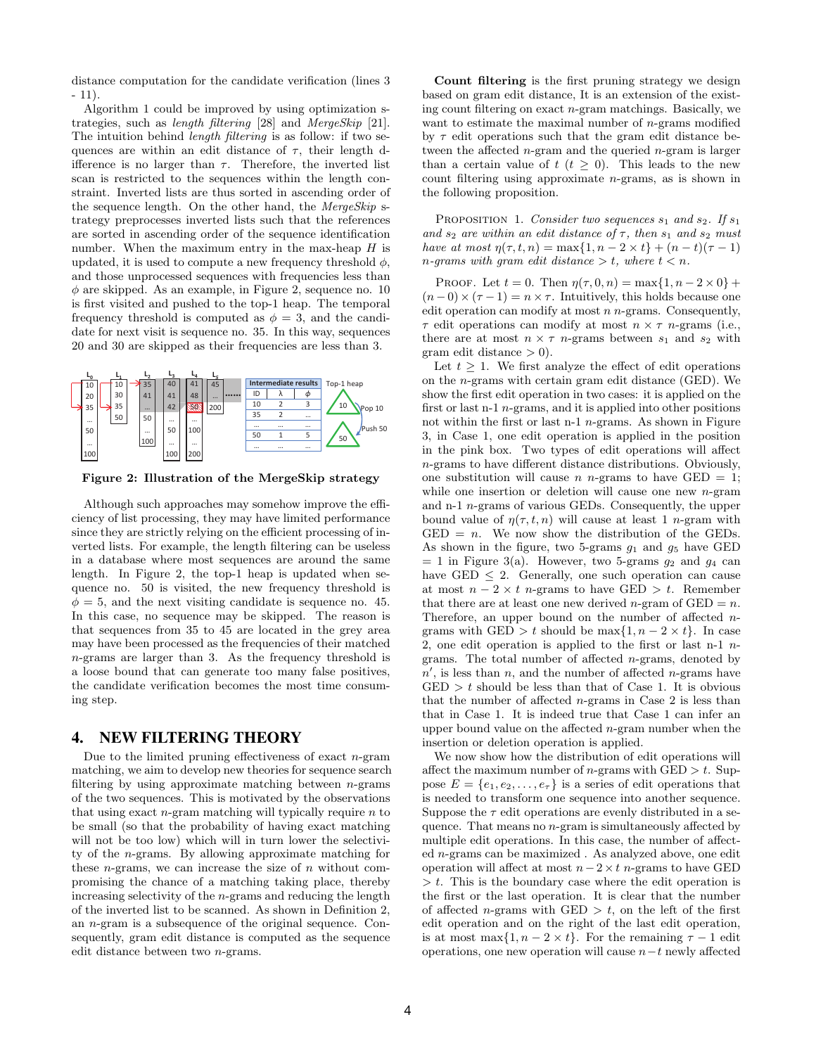distance computation for the candidate verification (lines 3 - 11).

Algorithm 1 could be improved by using optimization strategies, such as *length filtering* [28] and *MergeSkip* [21]. The intuition behind *length filtering* is as follow: if two sequences are within an edit distance of $\tau$, their length difference is no larger than $\tau$. Therefore, the inverted list scan is restricted to the sequences within the length constraint. Inverted lists are thus sorted in ascending order of the sequence length. On the other hand, the *MergeSkip* strategy preprocesses inverted lists such that the references are sorted in ascending order of the sequence identification number. When the maximum entry in the max-heap $H$ is updated, it is used to compute a new frequency threshold $\phi$, and those unprocessed sequences with frequencies less than $\phi$ are skipped. As an example, in Figure 2, sequence no. 10 is first visited and pushed to the top-1 heap. The temporal frequency threshold is computed as $\phi = 3$, and the candidate for next visit is sequence no. 35. In this way, sequences 20 and 30 are skipped as their frequencies are less than 3.

**Figure 2: Illustration of the MergeSkip strategy**

Although such approaches may somehow improve the efficiency of list processing, they may have limited performance since they are strictly relying on the efficient processing of inverted lists. For example, the length filtering can be useless in a database where most sequences are around the same length. In Figure 2, the top-1 heap is updated when sequence no. 50 is visited, the new frequency threshold is $\phi = 5$, and the next visiting candidate is sequence no. 45. In this case, no sequence may be skipped. The reason is that sequences from 35 to 45 are located in the grey area may have been processed as the frequencies of their matched $n$-grams are larger than 3. As the frequency threshold is a loose bound that can generate too many false positives, the candidate verification becomes the most time consuming step.

## 4. NEW FILTERING THEORY

Due to the limited pruning effectiveness of exact $n$-gram matching, we aim to develop new theories for sequence search filtering by using approximate matching between $n$-grams of the two sequences. This is motivated by the observations that using exact $n$-gram matching will typically require $n$ to be small (so that the probability of having exact matching will not be too low) which will in turn lower the selectivity of the $n$-grams. By allowing approximate matching for these $n$-grams, we can increase the size of $n$ without compromising the chance of a matching taking place, thereby increasing selectivity of the $n$-grams and reducing the length of the inverted list to be scanned. As shown in Definition 2, an $n$-gram is a subsequence of the original sequence. Consequently, gram edit distance is computed as the sequence edit distance between two $n$-grams.

**Count filtering** is the first pruning strategy we design based on gram edit distance, It is an extension of the existing count filtering on exact $n$-gram matchings. Basically, we want to estimate the maximal number of $n$-grams modified by $\tau$ edit operations such that the gram edit distance between the affected $n$-gram and the queried $n$-gram is larger than a certain value of $t$ ($t \geq 0$). This leads to the new count filtering using approximate $n$-grams, as is shown in the following proposition.

PROPOSITION 1. *Consider two sequences $s_1$ and $s_2$. If $s_1$ and $s_2$ are within an edit distance of $\tau$, then $s_1$ and $s_2$ must have at most $\eta(\tau, t, n) = \max\{1, n - 2 \times t\} + (n - t)(\tau - 1)$ $n$-grams with gram edit distance $> t$, where $t < n$.*

PROOF. Let $t = 0$. Then $\eta(\tau, 0, n) = \max\{1, n - 2 \times 0\} + (n - 0) \times (\tau - 1) = n \times \tau$. Intuitively, this holds because one edit operation can modify at most $n$ $n$-grams. Consequently, $\tau$ edit operations can modify at most $n \times \tau$ $n$-grams (i.e., there are at most $n \times \tau$ $n$-grams between $s_1$ and $s_2$ with gram edit distance $> 0$).

Let $t \geq 1$. We first analyze the effect of edit operations on the $n$-grams with certain gram edit distance (GED). We show the first edit operation in two cases: it is applied on the first or last n-1 $n$-grams, and it is applied into other positions not within the first or last n-1 $n$-grams. As shown in Figure 3, in Case 1, one edit operation is applied in the position in the pink box. Two types of edit operations will affect $n$-grams to have different distance distributions. Obviously, one substitution will cause $n$ $n$-grams to have GED = 1; while one insertion or deletion will cause one new $n$-gram and n-1 $n$-grams of various GEDs. Consequently, the upper bound value of $\eta(\tau, t, n)$ will cause at least 1 $n$-gram with GED = $n$. We now show the distribution of the GEDs. As shown in the figure, two 5-grams $g_1$ and $g_5$ have GED = 1 in Figure 3(a). However, two 5-grams $g_2$ and $g_4$ can have GED $\leq 2$. Generally, one such operation can cause at most $n - 2 \times t$ $n$-grams to have GED $> t$. Remember that there are at least one new derived $n$-gram of GED = $n$. Therefore, an upper bound on the number of affected $n$-grams with GED $> t$ should be $\max\{1, n - 2 \times t\}$. In case 2, one edit operation is applied to the first or last n-1 $n$-grams. The total number of affected $n$-grams, denoted by $n'$, is less than $n$, and the number of affected $n$-grams have GED $> t$ should be less than that of Case 1. It is obvious that the number of affected $n$-grams in Case 2 is less than that in Case 1. It is indeed true that Case 1 can infer an upper bound value on the affected $n$-gram number when the insertion or deletion operation is applied.

We now show how the distribution of edit operations will affect the maximum number of $n$-grams with GED $> t$. Suppose $E = \{e_1, e_2, \ldots, e_\tau\}$ is a series of edit operations that is needed to transform one sequence into another sequence. Suppose the $\tau$ edit operations are evenly distributed in a sequence. That means no $n$-gram is simultaneously affected by multiple edit operations. In this case, the number of affected $n$-grams can be maximized . As analyzed above, one edit operation will affect at most $n - 2 \times t$ $n$-grams to have GED $> t$. This is the boundary case where the edit operation is the first or the last operation. It is clear that the number of affected $n$-grams with GED $> t$, on the left of the first edit operation and on the right of the last edit operation, is at most $\max\{1, n - 2 \times t\}$. For the remaining $\tau - 1$ edit operations, one new operation will cause $n - t$ newly affected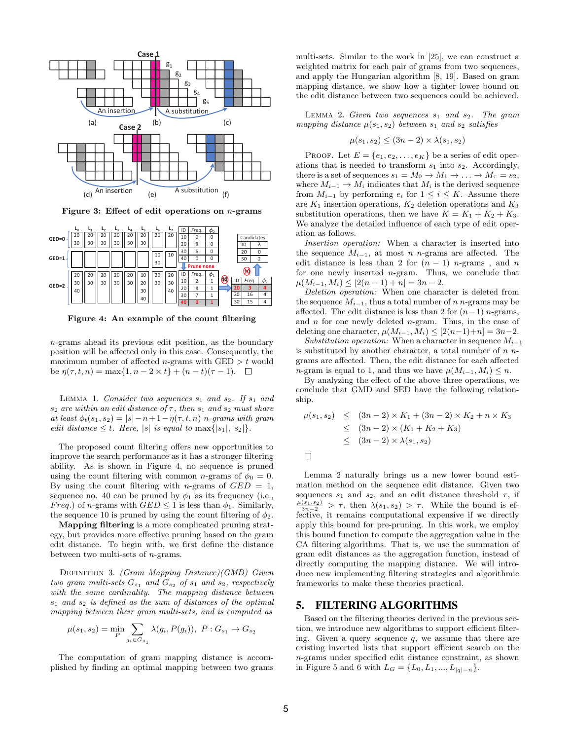Figure 3: Effect of edit operations on $n$-grams

Figure 4: An example of the count filtering

$n$-grams ahead its previous edit position, as the boundary position will be affected only in this case. Consequently, the maximum number of affected $n$-grams with GED $> t$ would be $\eta(\tau, t, n) = \max\{1, n - 2 \times t\} + (n - t)(\tau - 1)$. □

LEMMA 1. *Consider two sequences $s_1$ and $s_2$. If $s_1$ and $s_2$ are within an edit distance of $\tau$, then $s_1$ and $s_2$ must share at least $\phi_t(s_1, s_2) = |s| - n + 1 - \eta(\tau, t, n)$ $n$-grams with gram edit distance $\leq t$. Here, $|s|$ is equal to $\max\{|s_1|, |s_2|\}$.*

The proposed count filtering offers new opportunities to improve the search performance as it has a stronger filtering ability. As is shown in Figure 4, no sequence is pruned using the count filtering with common $n$-grams of $\phi_0 = 0$. By using the count filtering with $n$-grams of $GED = 1$, sequence no. 40 can be pruned by $\phi_1$ as its frequency (i.e., *Freq.*) of $n$-grams with $GED \leq 1$ is less than $\phi_1$. Similarly, the sequence 10 is pruned by using the count filtering of $\phi_2$.

**Mapping filtering** is a more complicated pruning strategy, but provides more effective pruning based on the gram edit distance. To begin with, we first define the distance between two multi-sets of $n$-grams.

DEFINITION 3. *(Gram Mapping Distance)(GMD) Given two gram multi-sets $G_{s_1}$ and $G_{s_2}$ of $s_1$ and $s_2$, respectively with the same cardinality. The mapping distance between $s_1$ and $s_2$ is defined as the sum of distances of the optimal mapping between their gram multi-sets, and is computed as*

$$\mu(s_1, s_2) = \min_P \sum_{g_i \in G_{s_1}} \lambda(g_i, P(g_i)), \quad P : G_{s_1} \rightarrow G_{s_2}$$

The computation of gram mapping distance is accomplished by finding an optimal mapping between two grams multi-sets. Similar to the work in [25], we can construct a weighted matrix for each pair of grams from two sequences, and apply the Hungarian algorithm [8, 19]. Based on gram mapping distance, we show how a tighter lower bound on the edit distance between two sequences could be achieved.

LEMMA 2. *Given two sequences $s_1$ and $s_2$. The gram mapping distance $\mu(s_1, s_2)$ between $s_1$ and $s_2$ satisfies*

$$\mu(s_1, s_2) \leq (3n - 2) \times \lambda(s_1, s_2)$$

PROOF. Let $E = \{e_1, e_2, \ldots, e_K\}$ be a series of edit operations that is needed to transform $s_1$ into $s_2$. Accordingly, there is a set of sequences $s_1 = M_0 \rightarrow M_1 \rightarrow \ldots \rightarrow M_\tau = s_2$, where $M_{i-1} \rightarrow M_i$ indicates that $M_i$ is the derived sequence from $M_{i-1}$ by performing $e_i$ for $1 \leq i \leq K$. Assume there are $K_1$ insertion operations, $K_2$ deletion operations and $K_3$ substitution operations, then we have $K = K_1 + K_2 + K_3$. We analyze the detailed influence of each type of edit operation as follows.

*Insertion operation:* When a character is inserted into the sequence $M_{i-1}$, at most $n$ $n$-grams are affected. The edit distance is less than 2 for $(n-1)$ $n$-grams, and $n$ for one newly inserted $n$-gram. Thus, we conclude that $\mu(M_{i-1}, M_i) \leq [2(n-1) + n] = 3n - 2$.

*Deletion operation:* When one character is deleted from the sequence $M_{i-1}$, thus a total number of $n$ $n$-grams may be affected. The edit distance is less than 2 for $(n-1)$ $n$-grams, and $n$ for one newly deleted $n$-gram. Thus, in the case of deleting one character, $\mu(M_{i-1}, M_i) \leq [2(n-1)+n] = 3n-2$.

*Substitution operation:* When a character in sequence $M_{i-1}$ is substituted by another character, a total number of $n$ $n$-grams are affected. Then, the edit distance for each affected $n$-gram is equal to 1, and thus we have $\mu(M_{i-1}, M_i) \leq n$.

By analyzing the effect of the above three operations, we conclude that GMD and SED have the following relationship.

$$\begin{aligned}
\mu(s_1, s_2) &\leq (3n-2) \times K_1 + (3n-2) \times K_2 + n \times K_3 \\
&\leq (3n-2) \times (K_1 + K_2 + K_3) \\
&\leq (3n-2) \times \lambda(s_1, s_2)
\end{aligned}$$

□

Lemma 2 naturally brings us a new lower bound estimation method on the sequence edit distance. Given two sequences $s_1$ and $s_2$, and an edit distance threshold $\tau$, if $\frac{\mu(s_1, s_2)}{3n-2} > \tau$, then $\lambda(s_1, s_2) > \tau$. While the bound is effective, it remains computational expensive if we directly apply this bound for pre-pruning. In this work, we employ this bound function to compute the aggregation value in the CA filtering algorithms. That is, we use the summation of gram edit distances as the aggregation function, instead of directly computing the mapping distance. We will introduce new implementing filtering strategies and algorithmic frameworks to make these theories practical.

## 5. FILTERING ALGORITHMS

Based on the filtering theories derived in the previous section, we introduce new algorithms to support efficient filtering. Given a query sequence $q$, we assume that there are existing inverted lists that support efficient search on the $n$-grams under specified edit distance constraint, as shown in Figure 5 and 6 with $L_G = \{L_0, L_1, ..., L_{|q|-n}\}$.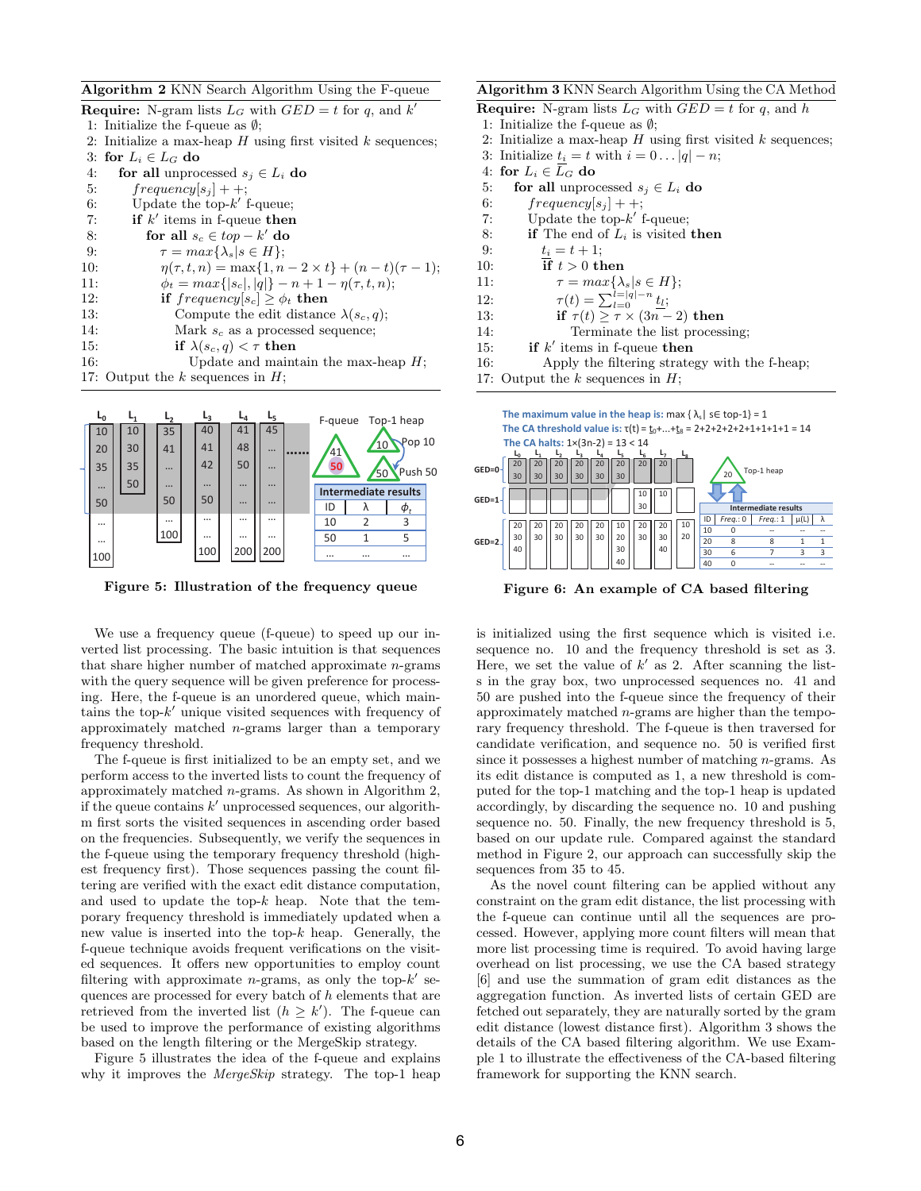**Algorithm 2** KNN Search Algorithm Using the F-queue

**Require:** N-gram lists $L_G$ with $GED = t$ for $q$, and $k'$

1: Initialize the f-queue as $\emptyset$;
2: Initialize a max-heap $H$ using first visited $k$ sequences;
3: **for** $L_i \in L_G$ **do**
4: &nbsp;&nbsp;**for all** unprocessed $s_j \in L_i$ **do**
5: &nbsp;&nbsp;&nbsp;&nbsp;$frequency[s_j] + +$;
6: &nbsp;&nbsp;&nbsp;&nbsp;Update the top-$k'$ f-queue;
7: &nbsp;&nbsp;&nbsp;&nbsp;**if** $k'$ items in f-queue **then**
8: &nbsp;&nbsp;&nbsp;&nbsp;&nbsp;&nbsp;**for all** $s_c \in top - k'$ **do**
9: &nbsp;&nbsp;&nbsp;&nbsp;&nbsp;&nbsp;&nbsp;&nbsp;$\tau = max\{\lambda_s | s \in H\}$;
10: &nbsp;&nbsp;&nbsp;&nbsp;&nbsp;&nbsp;&nbsp;&nbsp;$\eta(\tau, t, n) = \max\{1, n - 2 \times t\} + (n - t)(\tau - 1)$;
11: &nbsp;&nbsp;&nbsp;&nbsp;&nbsp;&nbsp;&nbsp;&nbsp;$\phi_t = max\{|s_c|, |q|\} - n + 1 - \eta(\tau, t, n)$;
12: &nbsp;&nbsp;&nbsp;&nbsp;&nbsp;&nbsp;&nbsp;&nbsp;**if** $frequency[s_c] \geq \phi_t$ **then**
13: &nbsp;&nbsp;&nbsp;&nbsp;&nbsp;&nbsp;&nbsp;&nbsp;&nbsp;&nbsp;Compute the edit distance $\lambda(s_c, q)$;
14: &nbsp;&nbsp;&nbsp;&nbsp;&nbsp;&nbsp;&nbsp;&nbsp;&nbsp;&nbsp;Mark $s_c$ as a processed sequence;
15: &nbsp;&nbsp;&nbsp;&nbsp;&nbsp;&nbsp;&nbsp;&nbsp;&nbsp;&nbsp;**if** $\lambda(s_c, q) < \tau$ **then**
16: &nbsp;&nbsp;&nbsp;&nbsp;&nbsp;&nbsp;&nbsp;&nbsp;&nbsp;&nbsp;&nbsp;&nbsp;Update and maintain the max-heap $H$;
17: Output the $k$ sequences in $H$;

Figure 5: Illustration of the frequency queue

We use a frequency queue (f-queue) to speed up our inverted list processing. The basic intuition is that sequences that share higher number of matched approximate $n$-grams with the query sequence will be given preference for processing. Here, the f-queue is an unordered queue, which maintains the top-$k'$ unique visited sequences with frequency of approximately matched $n$-grams larger than a temporary frequency threshold.

The f-queue is first initialized to be an empty set, and we perform access to the inverted lists to count the frequency of approximately matched $n$-grams. As shown in Algorithm 2, if the queue contains $k'$ unprocessed sequences, our algorithm first sorts the visited sequences in ascending order based on the frequencies. Subsequently, we verify the sequences in the f-queue using the temporary frequency threshold (highest frequency first). Those sequences passing the count filtering are verified with the exact edit distance computation, and used to update the top-$k$ heap. Note that the temporary frequency threshold is immediately updated when a new value is inserted into the top-$k$ heap. Generally, the f-queue technique avoids frequent verifications on the visited sequences. It offers new opportunities to employ count filtering with approximate $n$-grams, as only the top-$k'$ sequences are processed for every batch of $h$ elements that are retrieved from the inverted list ($h \geq k'$). The f-queue can be used to improve the performance of existing algorithms based on the length filtering or the MergeSkip strategy.

Figure 5 illustrates the idea of the f-queue and explains why it improves the *MergeSkip* strategy. The top-1 heap is initialized using the first sequence which is visited i.e. sequence no. 10 and the frequency threshold is set as 3. Here, we set the value of $k'$ as 2. After scanning the lists in the gray box, two unprocessed sequences no. 41 and 50 are pushed into the f-queue since the frequency of their approximately matched $n$-grams are higher than the temporary frequency threshold. The f-queue is then traversed for candidate verification, and sequence no. 50 is verified first since it possesses a highest number of matching $n$-grams. As its edit distance is computed as 1, a new threshold is computed for the top-1 matching and the top-1 heap is updated accordingly, by discarding the sequence no. 10 and pushing sequence no. 50. Finally, the new frequency threshold is 5, based on our update rule. Compared against the standard method in Figure 2, our approach can successfully skip the sequences from 35 to 45.

**Algorithm 3** KNN Search Algorithm Using the CA Method

**Require:** N-gram lists $L_G$ with $GED = t$ for $q$, and $h$

1: Initialize the f-queue as $\emptyset$;
2: Initialize a max-heap $H$ using first visited $k$ sequences;
3: Initialize $\underline{t_i} = t$ with $i = 0 \ldots |q| - n$;
4: **for** $L_i \in \overline{L_G}$ **do**
5: &nbsp;&nbsp;**for all** unprocessed $s_j \in L_i$ **do**
6: &nbsp;&nbsp;&nbsp;&nbsp;$frequency[s_j] + +$;
7: &nbsp;&nbsp;&nbsp;&nbsp;Update the top-$k'$ f-queue;
8: &nbsp;&nbsp;&nbsp;&nbsp;**if** The end of $L_i$ is visited **then**
9: &nbsp;&nbsp;&nbsp;&nbsp;&nbsp;&nbsp;$\underline{t_i} = t + 1$;
10: &nbsp;&nbsp;&nbsp;&nbsp;&nbsp;&nbsp;**if** $t > 0$ **then**
11: &nbsp;&nbsp;&nbsp;&nbsp;&nbsp;&nbsp;&nbsp;&nbsp;$\tau = max\{\lambda_s | s \in H\}$;
12: &nbsp;&nbsp;&nbsp;&nbsp;&nbsp;&nbsp;&nbsp;&nbsp;$\tau(t) = \sum_{l=0}^{l=|q|-n} \underline{t_l}$;
13: &nbsp;&nbsp;&nbsp;&nbsp;&nbsp;&nbsp;&nbsp;&nbsp;**if** $\tau(t) \geq \tau \times (3n - 2)$ **then**
14: &nbsp;&nbsp;&nbsp;&nbsp;&nbsp;&nbsp;&nbsp;&nbsp;&nbsp;&nbsp;Terminate the list processing;
15: &nbsp;&nbsp;&nbsp;&nbsp;**if** $k'$ items in f-queue **then**
16: &nbsp;&nbsp;&nbsp;&nbsp;&nbsp;&nbsp;Apply the filtering strategy with the f-heap;
17: Output the $k$ sequences in $H$;

Figure 6: An example of CA based filtering

As the novel count filtering can be applied without any constraint on the gram edit distance, the list processing with the f-queue can continue until all the sequences are processed. However, applying more count filters will mean that more list processing time is required. To avoid having large overhead on list processing, we use the CA based strategy [6] and use the summation of gram edit distances as the aggregation function. As inverted lists of certain GED are fetched out separately, they are naturally sorted by the gram edit distance (lowest distance first). Algorithm 3 shows the details of the CA based filtering algorithm. We use Example 1 to illustrate the effectiveness of the CA-based filtering framework for supporting the KNN search.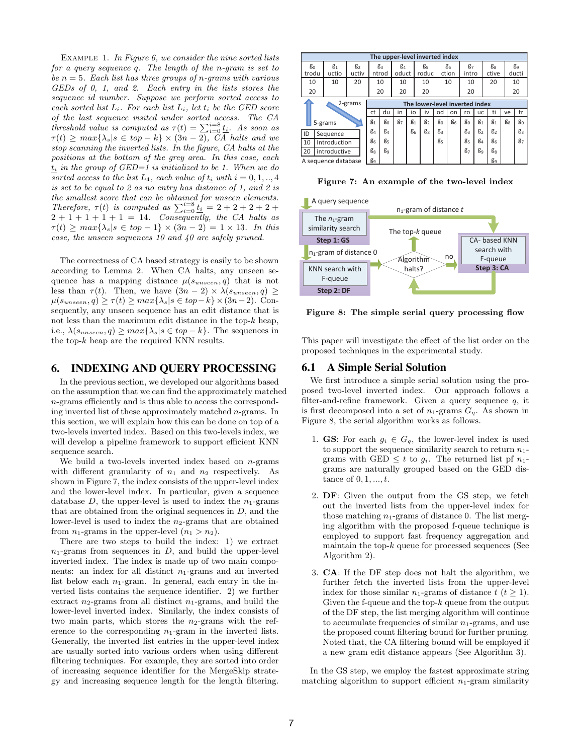EXAMPLE 1. *In Figure 6, we consider the nine sorted lists for a query sequence q. The length of the n-gram is set to be $n = 5$. Each list has three groups of n-grams with various GEDs of 0, 1, and 2. Each entry in the lists stores the sequence id number. Suppose we perform sorted access to each sorted list $L_i$. For each list $L_i$, let $t_i$ be the GED score of the last sequence visited under sorted access. The CA threshold value is computed as $\tau(t) = \sum_{i=0}^{i=8} \underline{t_i}$. As soon as $\tau(t) \geq max\{\lambda_s | s \in top-k\} \times (3n-2)$, CA halts and we stop scanning the inverted lists. In the figure, CA halts at the positions at the bottom of the grey area. In this case, each $\underline{t_i}$ in the group of GED=1 is initialized to be 1. When we do sorted access to the list $L_4$, each value of $\underline{t_i}$ with $i = 0, 1, .., 4$ is set to be equal to 2 as no entry has distance of 1, and 2 is the smallest score that can be obtained for unseen elements. Therefore, $\tau(t)$ is computed as $\sum_{i=0}^{i=8} \underline{t_i} = 2+2+2+2+2+1+1+1+1 = 14$. Consequently, the CA halts as $\tau(t) \geq max\{\lambda_s | s \in top-1\} \times (3n-2) = 1 \times 13$. In this case, the unseen sequences 10 and 40 are safely pruned.*

The correctness of CA based strategy is easily to be shown according to Lemma 2. When CA halts, any unseen sequence has a mapping distance $\mu(s_{unseen}, q)$ that is not less than $\tau(t)$. Then, we have $(3n-2) \times \lambda(s_{unseen}, q) \geq \mu(s_{unseen}, q) \geq \tau(t) \geq max\{\lambda_s | s \in top-k\} \times (3n-2)$. Consequently, any unseen sequence has an edit distance that is not less than the maximum edit distance in the top-$k$ heap, i.e., $\lambda(s_{unseen}, q) \geq max\{\lambda_s | s \in top-k\}$. The sequences in the top-$k$ heap are the required KNN results.

# 6. INDEXING AND QUERY PROCESSING

In the previous section, we developed our algorithms based on the assumption that we can find the approximately matched $n$-grams efficiently and is thus able to access the corresponding inverted list of these approximately matched $n$-grams. In this section, we will explain how this can be done on top of a two-levels inverted index. Based on this two-levels index, we will develop a pipeline framework to support efficient KNN sequence search.

We build a two-levels inverted index based on $n$-grams with different granularity of $n_1$ and $n_2$ respectively. As shown in Figure 7, the index consists of the upper-level index and the lower-level index. In particular, given a sequence database $D$, the upper-level is used to index the $n_1$-grams that are obtained from the original sequences in $D$, and the lower-level is used to index the $n_2$-grams that are obtained from $n_1$-grams in the upper-level ($n_1 > n_2$).

There are two steps to build the index: 1) we extract $n_1$-grams from sequences in $D$, and build the upper-level inverted index. The index is made up of two main components: an index for all distinct $n_1$-grams and an inverted list below each $n_1$-gram. In general, each entry in the inverted lists contains the sequence identifier. 2) we further extract $n_2$-grams from all distinct $n_1$-grams, and build the lower-level inverted index. Similarly, the index consists of two main parts, which stores the $n_2$-grams with the reference to the corresponding $n_1$-gram in the inverted lists. Generally, the inverted list entries in the upper-level index are usually sorted into various orders when using different filtering techniques. For example, they are sorted into order of increasing sequence identifier for the MergeSkip strategy and increasing sequence length for the length filtering.

The upper-level inverted index

| $g_0$ | $g_1$ | $g_2$ | $g_3$ | $g_4$ | $g_5$ | $g_6$ | $g_7$ | $g_8$ | $g_9$ |
|---|---|---|---|---|---|---|---|---|---|
| trodu | uctio | uctiv | ntrod | oduct | roduc | ction | intro | ctive | ducti |
| 10 | 10 | 20 | 10 | 10 | 10 | 10 | 10 | 20 | 10 |
| 20 | | | 20 | 20 | 20 | | 20 | | 20 |

The lower-level inverted index (2-grams, built from the 5-grams)

| ct | du | in | io | iv | od | on | ro | uc | ti | ve | tr |
|---|---|---|---|---|---|---|---|---|---|---|---|
| $g_1$ | $g_0$ | $g_7$ | $g_1$ | $g_2$ | $g_0$ | $g_6$ | $g_0$ | $g_1$ | $g_1$ | $g_8$ | $g_0$ |
| $g_4$ | $g_4$ | | $g_6$ | $g_8$ | $g_3$ | | $g_3$ | $g_2$ | $g_2$ | | $g_3$ |
| $g_6$ | $g_5$ | | | | $g_5$ | | $g_5$ | $g_4$ | $g_6$ | | $g_7$ |
| $g_8$ | $g_9$ | | | | | | $g_7$ | $g_9$ | $g_8$ | | |
| $g_9$ | | | | | | | | | $g_9$ | | |

A sequence database

| ID | Sequence |
|---|---|
| 10 | Introduction |
| 20 | introductive |

**Figure 7: An example of the two-level index**

A query sequence → **Step 1: GS** (The $n_1$-gram similarity search) → $n_1$-gram of distance 0 → **Step 2: DF** (KNN search with F-queue) → Algorithm halts? → no → **Step 3: CA** (CA- based KNN search with F-queue), which also receives the $n_1$-gram of distance $t$ from Step 1 and loops back to "Algorithm halts?"; the top-$k$ queue is output.

**Figure 8: The simple serial query processing flow**

This paper will investigate the effect of the list order on the proposed techniques in the experimental study.

## 6.1 A Simple Serial Solution

We first introduce a simple serial solution using the proposed two-level inverted index. Our approach follows a filter-and-refine framework. Given a query sequence $q$, it is first decomposed into a set of $n_1$-grams $G_q$. As shown in Figure 8, the serial algorithm works as follows.

1. **GS**: For each $g_i \in G_q$, the lower-level index is used to support the sequence similarity search to return $n_1$-grams with GED $\leq t$ to $g_i$. The returned list pf $n_1$-grams are naturally grouped based on the GED distance of $0, 1, ..., t$.

2. **DF**: Given the output from the GS step, we fetch out the inverted lists from the upper-level index for those matching $n_1$-grams of distance 0. The list merging algorithm with the proposed f-queue technique is employed to support fast frequency aggregation and maintain the top-$k$ queue for processed sequences (See Algorithm 2).

3. **CA**: If the DF step does not halt the algorithm, we further fetch the inverted lists from the upper-level index for those similar $n_1$-grams of distance $t$ ($t \geq 1$). Given the f-queue and the top-$k$ queue from the output of the DF step, the list merging algorithm will continue to accumulate frequencies of similar $n_1$-grams, and use the proposed count filtering bound for further pruning. Noted that, the CA filtering bound will be employed if a new gram edit distance appears (See Algorithm 3).

In the GS step, we employ the fastest approximate string matching algorithm to support efficient $n_1$-gram similarity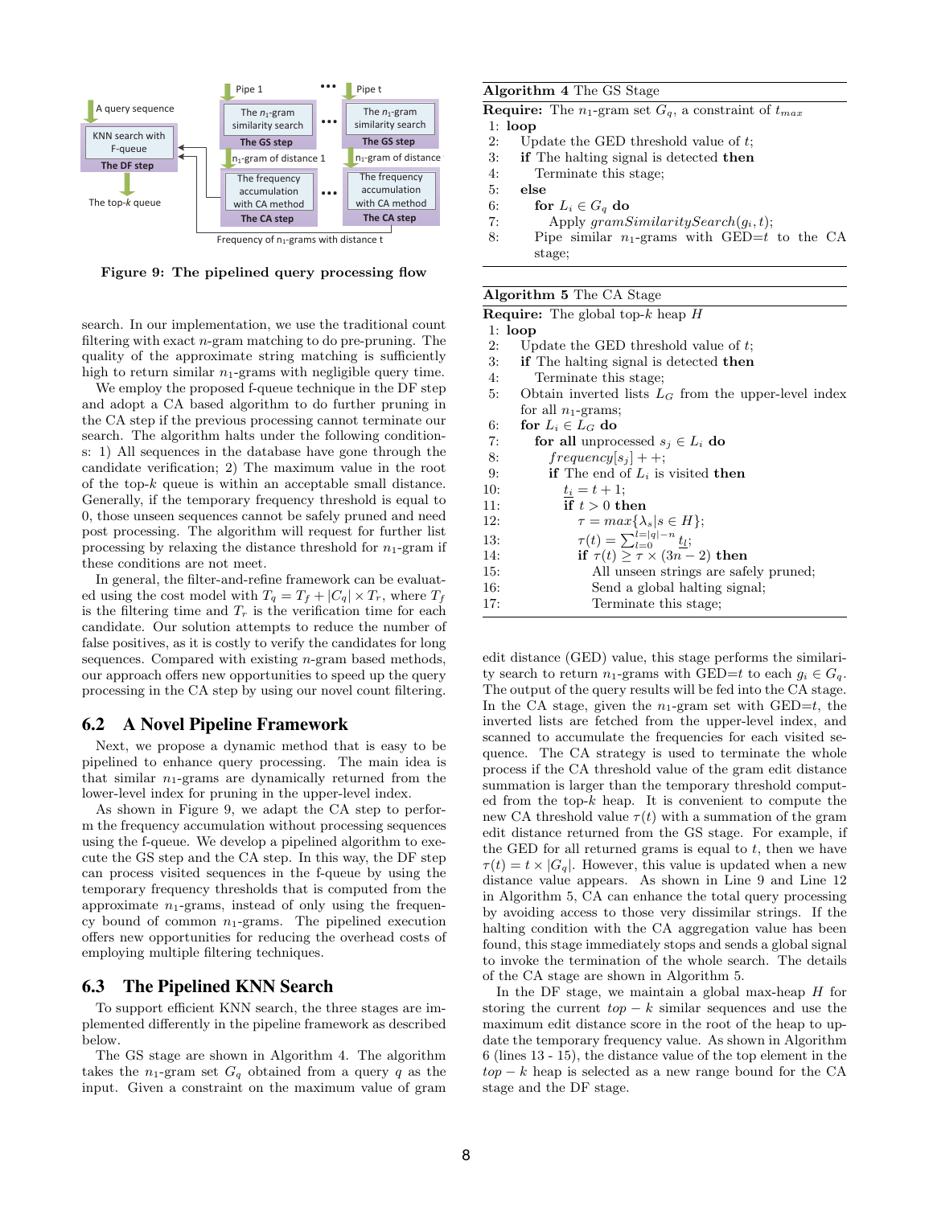Figure 9: The pipelined query processing flow

search. In our implementation, we use the traditional count filtering with exact $n$-gram matching to do pre-pruning. The quality of the approximate string matching is sufficiently high to return similar $n_1$-grams with negligible query time.

We employ the proposed f-queue technique in the DF step and adopt a CA based algorithm to do further pruning in the CA step if the previous processing cannot terminate our search. The algorithm halts under the following conditions: 1) All sequences in the database have gone through the candidate verification; 2) The maximum value in the root of the top-$k$ queue is within an acceptable small distance. Generally, if the temporary frequency threshold is equal to 0, those unseen sequences cannot be safely pruned and need post processing. The algorithm will request for further list processing by relaxing the distance threshold for $n_1$-gram if these conditions are not meet.

In general, the filter-and-refine framework can be evaluated using the cost model with $T_q = T_f + |C_q| \times T_r$, where $T_f$ is the filtering time and $T_r$ is the verification time for each candidate. Our solution attempts to reduce the number of false positives, as it is costly to verify the candidates for long sequences. Compared with existing $n$-gram based methods, our approach offers new opportunities to speed up the query processing in the CA step by using our novel count filtering.

## 6.2 A Novel Pipeline Framework

Next, we propose a dynamic method that is easy to be pipelined to enhance query processing. The main idea is that similar $n_1$-grams are dynamically returned from the lower-level index for pruning in the upper-level index.

As shown in Figure 9, we adapt the CA step to perform the frequency accumulation without processing sequences using the f-queue. We develop a pipelined algorithm to execute the GS step and the CA step. In this way, the DF step can process visited sequences in the f-queue by using the temporary frequency thresholds that is computed from the approximate $n_1$-grams, instead of only using the frequency bound of common $n_1$-grams. The pipelined execution offers new opportunities for reducing the overhead costs of employing multiple filtering techniques.

## 6.3 The Pipelined KNN Search

To support efficient KNN search, the three stages are implemented differently in the pipeline framework as described below.

The GS stage are shown in Algorithm 4. The algorithm takes the $n_1$-gram set $G_q$ obtained from a query $q$ as the input. Given a constraint on the maximum value of gram edit distance (GED) value, this stage performs the similarity search to return $n_1$-grams with GED=$t$ to each $g_i \in G_q$. The output of the query results will be fed into the CA stage. In the CA stage, given the $n_1$-gram set with GED=$t$, the inverted lists are fetched from the upper-level index, and scanned to accumulate the frequencies for each visited sequence. The CA strategy is used to terminate the whole process if the CA threshold value of the gram edit distance summation is larger than the temporary threshold computed from the top-$k$ heap. It is convenient to compute the new CA threshold value $\tau(t)$ with a summation of the gram edit distance returned from the GS stage. For example, if the GED for all returned grams is equal to $t$, then we have $\tau(t) = t \times |G_q|$. However, this value is updated when a new distance value appears. As shown in Line 9 and Line 12 in Algorithm 5, CA can enhance the total query processing by avoiding access to those very dissimilar strings. If the halting condition with the CA aggregation value has been found, this stage immediately stops and sends a global signal to invoke the termination of the whole search. The details of the CA stage are shown in Algorithm 5.

In the DF stage, we maintain a global max-heap $H$ for storing the current $top-k$ similar sequences and use the maximum edit distance score in the root of the heap to update the temporary frequency value. As shown in Algorithm 6 (lines 13 - 15), the distance value of the top element in the $top-k$ heap is selected as a new range bound for the CA stage and the DF stage.

**Algorithm 4** The GS Stage

**Require:** The $n_1$-gram set $G_q$, a constraint of $t_{max}$

```
1: loop
2:   Update the GED threshold value of t;
3:   if The halting signal is detected then
4:     Terminate this stage;
5:   else
6:     for L_i ∈ G_q do
7:       Apply gramSimilaritySearch(g_i, t);
8:     Pipe similar n_1-grams with GED=t to the CA stage;
```

**Algorithm 5** The CA Stage

**Require:** The global top-$k$ heap $H$

```
1: loop
2:   Update the GED threshold value of t;
3:   if The halting signal is detected then
4:     Terminate this stage;
5:   Obtain inverted lists L_G from the upper-level index for all n_1-grams;
6:   for L_i ∈ L_G do
7:     for all unprocessed s_j ∈ L_i do
8:       frequency[s_j] + +;
9:       if The end of L_i is visited then
10:        t_i = t + 1;
11:        if t > 0 then
12:          τ = max{λ_s | s ∈ H};
13:          τ(t) = Σ_{l=0}^{l=|q|-n} t_l;
14:          if τ(t) ≥ τ × (3n − 2) then
15:            All unseen strings are safely pruned;
16:            Send a global halting signal;
17:            Terminate this stage;
```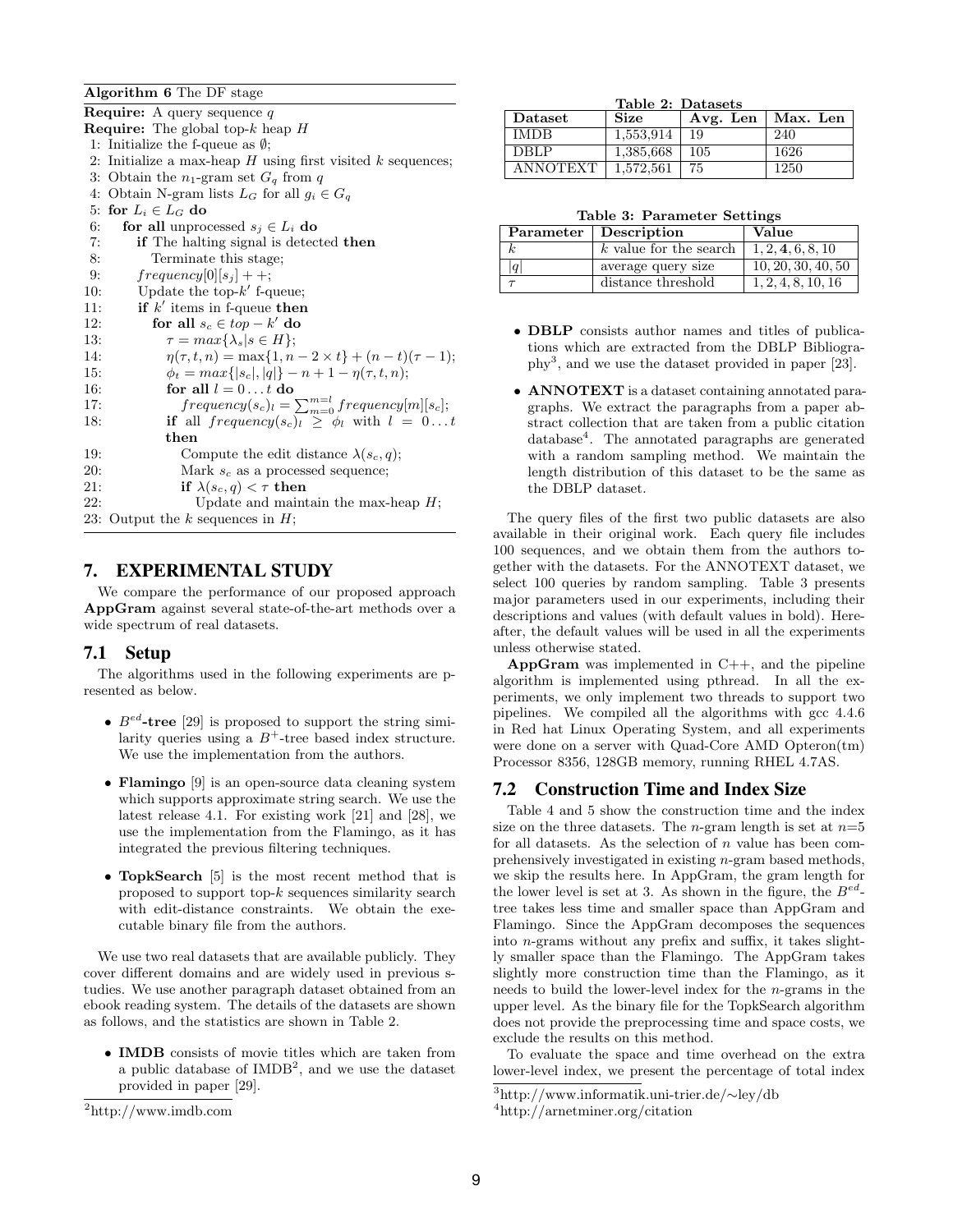**Algorithm 6** The DF stage

**Require:** A query sequence $q$
**Require:** The global top-$k$ heap $H$

1: Initialize the f-queue as $\emptyset$;
2: Initialize a max-heap $H$ using first visited $k$ sequences;
3: Obtain the $n_1$-gram set $G_q$ from $q$
4: Obtain N-gram lists $L_G$ for all $g_i \in G_q$
5: **for** $L_i \in L_G$ **do**
6: &nbsp;&nbsp;**for all** unprocessed $s_j \in L_i$ **do**
7: &nbsp;&nbsp;&nbsp;&nbsp;**if** The halting signal is detected **then**
8: &nbsp;&nbsp;&nbsp;&nbsp;&nbsp;&nbsp;Terminate this stage;
9: &nbsp;&nbsp;&nbsp;&nbsp;$frequency[0][s_j] + +$;
10: &nbsp;&nbsp;&nbsp;&nbsp;Update the top-$k'$ f-queue;
11: &nbsp;&nbsp;&nbsp;&nbsp;**if** $k'$ items in f-queue **then**
12: &nbsp;&nbsp;&nbsp;&nbsp;&nbsp;&nbsp;**for all** $s_c \in top - k'$ **do**
13: &nbsp;&nbsp;&nbsp;&nbsp;&nbsp;&nbsp;&nbsp;&nbsp;$\tau = max\{\lambda_s | s \in H\}$;
14: &nbsp;&nbsp;&nbsp;&nbsp;&nbsp;&nbsp;&nbsp;&nbsp;$\eta(\tau, t, n) = \max\{1, n - 2 \times t\} + (n - t)(\tau - 1)$;
15: &nbsp;&nbsp;&nbsp;&nbsp;&nbsp;&nbsp;&nbsp;&nbsp;$\phi_t = max\{|s_c|, |q|\} - n + 1 - \eta(\tau, t, n)$;
16: &nbsp;&nbsp;&nbsp;&nbsp;&nbsp;&nbsp;&nbsp;&nbsp;**for all** $l = 0 \ldots t$ **do**
17: &nbsp;&nbsp;&nbsp;&nbsp;&nbsp;&nbsp;&nbsp;&nbsp;&nbsp;&nbsp;$frequency(s_c)_l = \sum_{m=0}^{m=l} frequency[m][s_c]$;
18: &nbsp;&nbsp;&nbsp;&nbsp;&nbsp;&nbsp;&nbsp;&nbsp;**if** all $frequency(s_c)_l \geq \phi_l$ with $l = 0 \ldots t$ **then**
19: &nbsp;&nbsp;&nbsp;&nbsp;&nbsp;&nbsp;&nbsp;&nbsp;&nbsp;&nbsp;Compute the edit distance $\lambda(s_c, q)$;
20: &nbsp;&nbsp;&nbsp;&nbsp;&nbsp;&nbsp;&nbsp;&nbsp;&nbsp;&nbsp;Mark $s_c$ as a processed sequence;
21: &nbsp;&nbsp;&nbsp;&nbsp;&nbsp;&nbsp;&nbsp;&nbsp;&nbsp;&nbsp;**if** $\lambda(s_c, q) < \tau$ **then**
22: &nbsp;&nbsp;&nbsp;&nbsp;&nbsp;&nbsp;&nbsp;&nbsp;&nbsp;&nbsp;&nbsp;&nbsp;Update and maintain the max-heap $H$;
23: Output the $k$ sequences in $H$;

## 7. EXPERIMENTAL STUDY

We compare the performance of our proposed approach **AppGram** against several state-of-the-art methods over a wide spectrum of real datasets.

### 7.1 Setup

The algorithms used in the following experiments are presented as below.

- **$B^{ed}$-tree** [29] is proposed to support the string similarity queries using a $B^{+}$-tree based index structure. We use the implementation from the authors.
- **Flamingo** [9] is an open-source data cleaning system which supports approximate string search. We use the latest release 4.1. For existing work [21] and [28], we use the implementation from the Flamingo, as it has integrated the previous filtering techniques.
- **TopkSearch** [5] is the most recent method that is proposed to support top-$k$ sequences similarity search with edit-distance constraints. We obtain the executable binary file from the authors.

We use two real datasets that are available publicly. They cover different domains and are widely used in previous studies. We use another paragraph dataset obtained from an ebook reading system. The details of the datasets are shown as follows, and the statistics are shown in Table 2.

- **IMDB** consists of movie titles which are taken from a public database of IMDB[2], and we use the dataset provided in paper [29].
- **DBLP** consists author names and titles of publications which are extracted from the DBLP Bibliography[3], and we use the dataset provided in paper [23].
- **ANNOTEXT** is a dataset containing annotated paragraphs. We extract the paragraphs from a paper abstract collection that are taken from a public citation database[4]. The annotated paragraphs are generated with a random sampling method. We maintain the length distribution of this dataset to be the same as the DBLP dataset.

**Table 2: Datasets**

| Dataset | Size | Avg. Len | Max. Len |
|---|---|---|---|
| IMDB | 1,553,914 | 19 | 240 |
| DBLP | 1,385,668 | 105 | 1626 |
| ANNOTEXT | 1,572,561 | 75 | 1250 |

**Table 3: Parameter Settings**

| Parameter | Description | Value |
|---|---|---|
| $k$ | $k$ value for the search | $1, 2, \mathbf{4}, 6, 8, 10$ |
| $\lvert q \rvert$ | average query size | $10, 20, 30, 40, 50$ |
| $\tau$ | distance threshold | $1, 2, 4, 8, 10, 16$ |

The query files of the first two public datasets are also available in their original work. Each query file includes 100 sequences, and we obtain them from the authors together with the datasets. For the ANNOTEXT dataset, we select 100 queries by random sampling. Table 3 presents major parameters used in our experiments, including their descriptions and values (with default values in bold). Hereafter, the default values will be used in all the experiments unless otherwise stated.

**AppGram** was implemented in C++, and the pipeline algorithm is implemented using pthread. In all the experiments, we only implement two threads to support two pipelines. We compiled all the algorithms with gcc 4.4.6 in Red hat Linux Operating System, and all experiments were done on a server with Quad-Core AMD Opteron(tm) Processor 8356, 128GB memory, running RHEL 4.7AS.

### 7.2 Construction Time and Index Size

Table 4 and 5 show the construction time and the index size on the three datasets. The $n$-gram length is set at $n$=5 for all datasets. As the selection of $n$ value has been comprehensively investigated in existing $n$-gram based methods, we skip the results here. In AppGram, the gram length for the lower level is set at 3. As shown in the figure, the $B^{ed}$-tree takes less time and smaller space than AppGram and Flamingo. Since the AppGram decomposes the sequences into $n$-grams without any prefix and suffix, it takes slightly smaller space than the Flamingo. The AppGram takes slightly more construction time than the Flamingo, as it needs to build the lower-level index for the $n$-grams in the upper level. As the binary file for the TopkSearch algorithm does not provide the preprocessing time and space costs, we exclude the results on this method.

To evaluate the space and time overhead on the extra lower-level index, we present the percentage of total index

[2] http://www.imdb.com

[3] http://www.informatik.uni-trier.de/~ley/db

[4] http://arnetminer.org/citation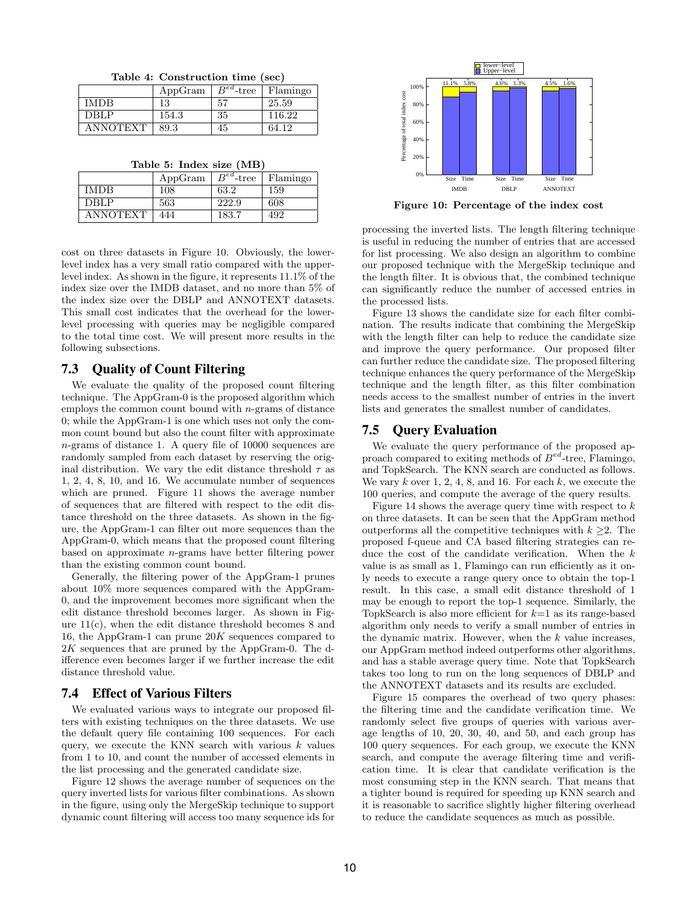**Table 4: Construction time (sec)**

| | AppGram | $B^{ed}$-tree | Flamingo |
|---|---|---|---|
| IMDB | 13 | 57 | 25.59 |
| DBLP | 154.3 | 35 | 116.22 |
| ANNOTEXT | 89.3 | 45 | 64.12 |

**Table 5: Index size (MB)**

| | AppGram | $B^{ed}$-tree | Flamingo |
|---|---|---|---|
| IMDB | 108 | 63.2 | 159 |
| DBLP | 563 | 222.9 | 608 |
| ANNOTEXT | 444 | 183.7 | 492 |

cost on three datasets in Figure 10. Obviously, the lower-level index has a very small ratio compared with the upper-level index. As shown in the figure, it represents 11.1% of the index size over the IMDB dataset, and no more than 5% of the index size over the DBLP and ANNOTEXT datasets. This small cost indicates that the overhead for the lower-level processing with queries may be negligible compared to the total time cost. We will present more results in the following subsections.

## 7.3 Quality of Count Filtering

We evaluate the quality of the proposed count filtering technique. The AppGram-0 is the proposed algorithm which employs the common count bound with $n$-grams of distance 0; while the AppGram-1 is one which uses not only the common count bound but also the count filter with approximate $n$-grams of distance 1. A query file of 10000 sequences are randomly sampled from each dataset by reserving the original distribution. We vary the edit distance threshold $\tau$ as 1, 2, 4, 8, 10, and 16. We accumulate number of sequences which are pruned. Figure 11 shows the average number of sequences that are filtered with respect to the edit distance threshold on the three datasets. As shown in the figure, the AppGram-1 can filter out more sequences than the AppGram-0, which means that the proposed count filtering based on approximate $n$-grams have better filtering power than the existing common count bound.

Generally, the filtering power of the AppGram-1 prunes about 10% more sequences compared with the AppGram-0, and the improvement becomes more significant when the edit distance threshold becomes larger. As shown in Figure 11(c), when the edit distance threshold becomes 8 and 16, the AppGram-1 can prune $20K$ sequences compared to $2K$ sequences that are pruned by the AppGram-0. The difference even becomes larger if we further increase the edit distance threshold value.

## 7.4 Effect of Various Filters

We evaluated various ways to integrate our proposed filters with existing techniques on the three datasets. We use the default query file containing 100 sequences. For each query, we execute the KNN search with various $k$ values from 1 to 10, and count the number of accessed elements in the list processing and the generated candidate size.

Figure 12 shows the average number of sequences on the query inverted lists for various filter combinations. As shown in the figure, using only the MergeSkip technique to support dynamic count filtering will access too many sequence ids for processing the inverted lists. The length filtering technique is useful in reducing the number of entries that are accessed for list processing. We also design an algorithm to combine our proposed technique with the MergeSkip technique and the length filter. It is obvious that, the combined technique can significantly reduce the number of accessed entries in the processed lists.

Figure 13 shows the candidate size for each filter combination. The results indicate that combining the MergeSkip with the length filter can help to reduce the candidate size and improve the query performance. Our proposed filter can further reduce the candidate size. The proposed filtering technique enhances the query performance of the MergeSkip technique and the length filter, as this filter combination needs access to the smallest number of entries in the invert lists and generates the smallest number of candidates.

Figure 10: Percentage of the index cost

## 7.5 Query Evaluation

We evaluate the query performance of the proposed approach compared to exiting methods of $B^{ed}$-tree, Flamingo, and TopkSearch. The KNN search are conducted as follows. We vary $k$ over 1, 2, 4, 8, and 16. For each $k$, we execute the 100 queries, and compute the average of the query results.

Figure 14 shows the average query time with respect to $k$ on three datasets. It can be seen that the AppGram method outperforms all the competitive techniques with $k \geq 2$. The proposed f-queue and CA based filtering strategies can reduce the cost of the candidate verification. When the $k$ value is as small as 1, Flamingo can run efficiently as it only needs to execute a range query once to obtain the top-1 result. In this case, a small edit distance threshold of 1 may be enough to report the top-1 sequence. Similarly, the TopkSearch is also more efficient for $k$=1 as its range-based algorithm only needs to verify a small number of entries in the dynamic matrix. However, when the $k$ value increases, our AppGram method indeed outperforms other algorithms, and has a stable average query time. Note that TopkSearch takes too long to run on the long sequences of DBLP and the ANNOTEXT datasets and its results are excluded.

Figure 15 compares the overhead of two query phases: the filtering time and the candidate verification time. We randomly select five groups of queries with various average lengths of 10, 20, 30, 40, and 50, and each group has 100 query sequences. For each group, we execute the KNN search, and compute the average filtering time and verification time. It is clear that candidate verification is the most consuming step in the KNN search. That means that a tighter bound is required for speeding up KNN search and it is reasonable to sacrifice slightly higher filtering overhead to reduce the candidate sequences as much as possible.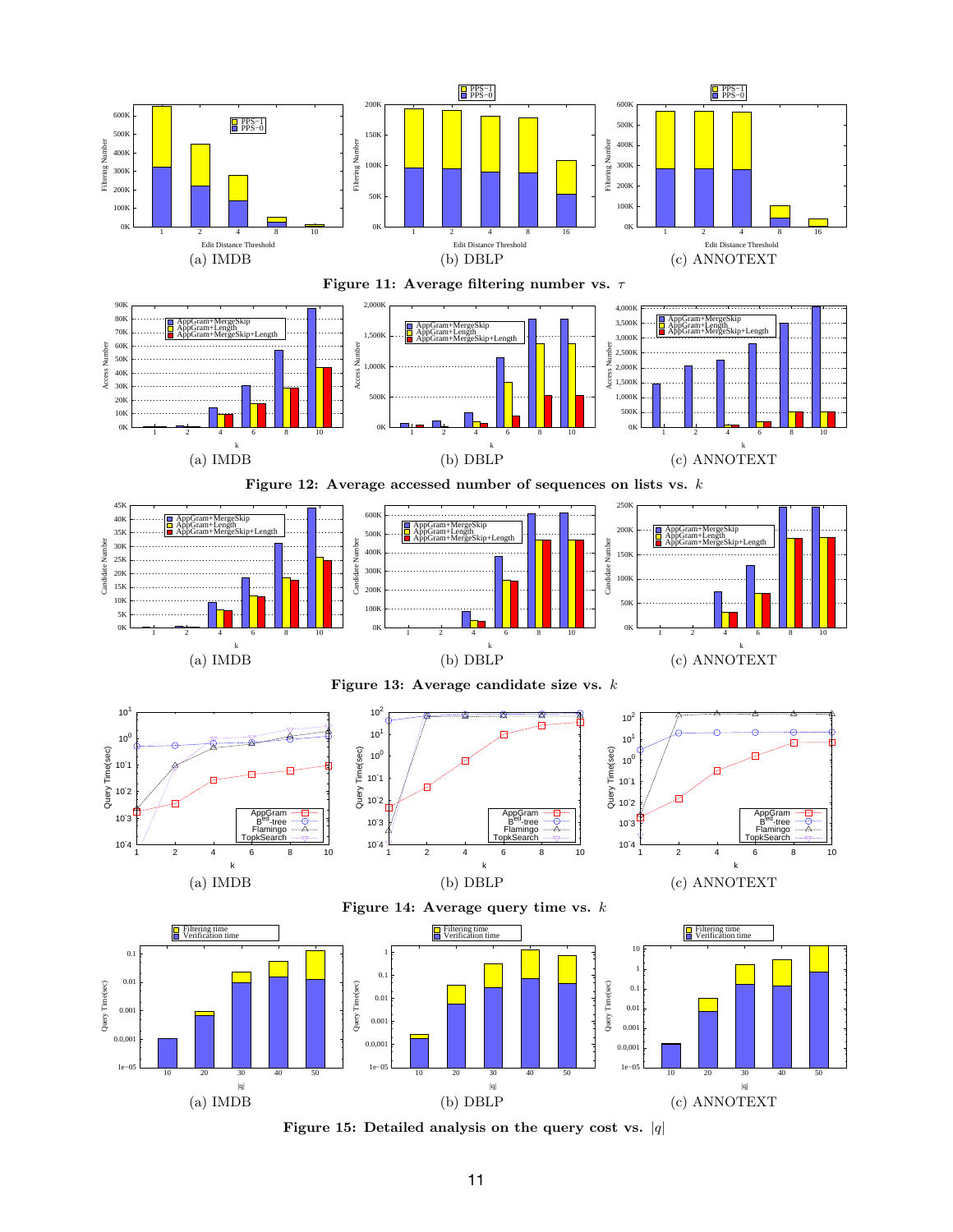(a) IMDB (b) DBLP (c) ANNOTEXT

**Figure 11: Average filtering number vs. $\tau$**

(a) IMDB (b) DBLP (c) ANNOTEXT

**Figure 12: Average accessed number of sequences on lists vs. $k$**

(a) IMDB (b) DBLP (c) ANNOTEXT

**Figure 13: Average candidate size vs. $k$**

(a) IMDB (b) DBLP (c) ANNOTEXT

**Figure 14: Average query time vs. $k$**

(a) IMDB (b) DBLP (c) ANNOTEXT

**Figure 15: Detailed analysis on the query cost vs. $|q|$**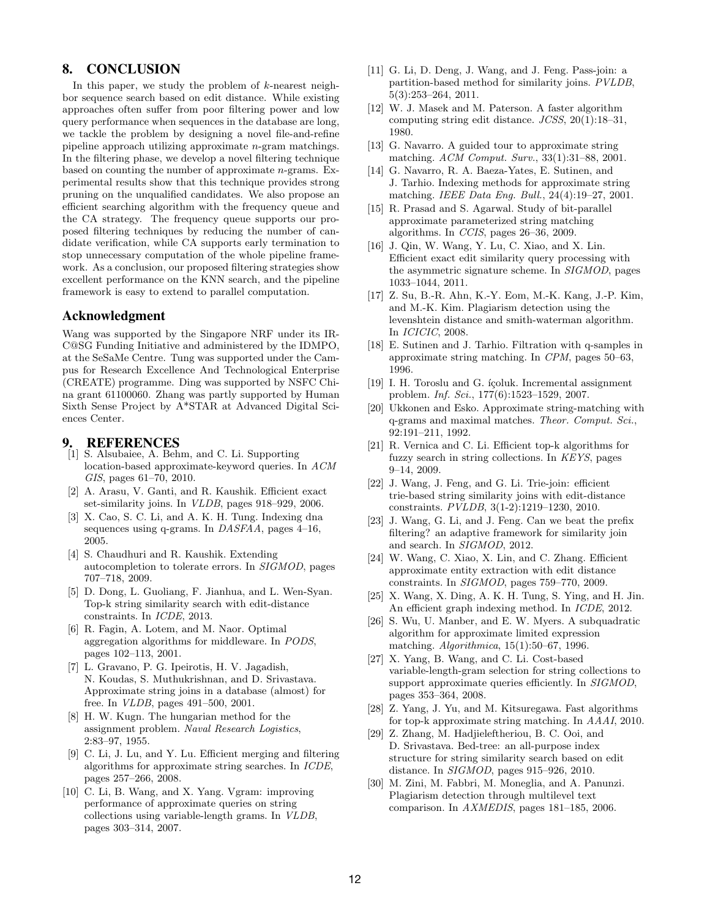## 8. CONCLUSION

In this paper, we study the problem of $k$-nearest neighbor sequence search based on edit distance. While existing approaches often suffer from poor filtering power and low query performance when sequences in the database are long, we tackle the problem by designing a novel file-and-refine pipeline approach utilizing approximate $n$-gram matchings. In the filtering phase, we develop a novel filtering technique based on counting the number of approximate $n$-grams. Experimental results show that this technique provides strong pruning on the unqualified candidates. We also propose an efficient searching algorithm with the frequency queue and the CA strategy. The frequency queue supports our proposed filtering techniques by reducing the number of candidate verification, while CA supports early termination to stop unnecessary computation of the whole pipeline framework. As a conclusion, our proposed filtering strategies show excellent performance on the KNN search, and the pipeline framework is easy to extend to parallel computation.

## Acknowledgment

Wang was supported by the Singapore NRF under its IRC@SG Funding Initiative and administered by the IDMPO, at the SeSaMe Centre. Tung was supported under the Campus for Research Excellence And Technological Enterprise (CREATE) programme. Ding was supported by NSFC China grant 61100060. Zhang was partly supported by Human Sixth Sense Project by A*STAR at Advanced Digital Sciences Center.

## 9. REFERENCES

[1] S. Alsubaiee, A. Behm, and C. Li. Supporting location-based approximate-keyword queries. In *ACM GIS*, pages 61–70, 2010.

[2] A. Arasu, V. Ganti, and R. Kaushik. Efficient exact set-similarity joins. In *VLDB*, pages 918–929, 2006.

[3] X. Cao, S. C. Li, and A. K. H. Tung. Indexing dna sequences using q-grams. In *DASFAA*, pages 4–16, 2005.

[4] S. Chaudhuri and R. Kaushik. Extending autocompletion to tolerate errors. In *SIGMOD*, pages 707–718, 2009.

[5] D. Dong, L. Guoliang, F. Jianhua, and L. Wen-Syan. Top-k string similarity search with edit-distance constraints. In *ICDE*, 2013.

[6] R. Fagin, A. Lotem, and M. Naor. Optimal aggregation algorithms for middleware. In *PODS*, pages 102–113, 2001.

[7] L. Gravano, P. G. Ipeirotis, H. V. Jagadish, N. Koudas, S. Muthukrishnan, and D. Srivastava. Approximate string joins in a database (almost) for free. In *VLDB*, pages 491–500, 2001.

[8] H. W. Kugn. The hungarian method for the assignment problem. *Naval Research Logistics*, 2:83–97, 1955.

[9] C. Li, J. Lu, and Y. Lu. Efficient merging and filtering algorithms for approximate string searches. In *ICDE*, pages 257–266, 2008.

[10] C. Li, B. Wang, and X. Yang. Vgram: improving performance of approximate queries on string collections using variable-length grams. In *VLDB*, pages 303–314, 2007.

[11] G. Li, D. Deng, J. Wang, and J. Feng. Pass-join: a partition-based method for similarity joins. *PVLDB*, 5(3):253–264, 2011.

[12] W. J. Masek and M. Paterson. A faster algorithm computing string edit distance. *JCSS*, 20(1):18–31, 1980.

[13] G. Navarro. A guided tour to approximate string matching. *ACM Comput. Surv.*, 33(1):31–88, 2001.

[14] G. Navarro, R. A. Baeza-Yates, E. Sutinen, and J. Tarhio. Indexing methods for approximate string matching. *IEEE Data Eng. Bull.*, 24(4):19–27, 2001.

[15] R. Prasad and S. Agarwal. Study of bit-parallel approximate parameterized string matching algorithms. In *CCIS*, pages 26–36, 2009.

[16] J. Qin, W. Wang, Y. Lu, C. Xiao, and X. Lin. Efficient exact edit similarity query processing with the asymmetric signature scheme. In *SIGMOD*, pages 1033–1044, 2011.

[17] Z. Su, B.-R. Ahn, K.-Y. Eom, M.-K. Kang, J.-P. Kim, and M.-K. Kim. Plagiarism detection using the levenshtein distance and smith-waterman algorithm. In *ICICIC*, 2008.

[18] E. Sutinen and J. Tarhio. Filtration with q-samples in approximate string matching. In *CPM*, pages 50–63, 1996.

[19] I. H. Toroslu and G. íçoluk. Incremental assignment problem. *Inf. Sci.*, 177(6):1523–1529, 2007.

[20] Ukkonen and Esko. Approximate string-matching with q-grams and maximal matches. *Theor. Comput. Sci.*, 92:191–211, 1992.

[21] R. Vernica and C. Li. Efficient top-k algorithms for fuzzy search in string collections. In *KEYS*, pages 9–14, 2009.

[22] J. Wang, J. Feng, and G. Li. Trie-join: efficient trie-based string similarity joins with edit-distance constraints. *PVLDB*, 3(1-2):1219–1230, 2010.

[23] J. Wang, G. Li, and J. Feng. Can we beat the prefix filtering? an adaptive framework for similarity join and search. In *SIGMOD*, 2012.

[24] W. Wang, C. Xiao, X. Lin, and C. Zhang. Efficient approximate entity extraction with edit distance constraints. In *SIGMOD*, pages 759–770, 2009.

[25] X. Wang, X. Ding, A. K. H. Tung, S. Ying, and H. Jin. An efficient graph indexing method. In *ICDE*, 2012.

[26] S. Wu, U. Manber, and E. W. Myers. A subquadratic algorithm for approximate limited expression matching. *Algorithmica*, 15(1):50–67, 1996.

[27] X. Yang, B. Wang, and C. Li. Cost-based variable-length-gram selection for string collections to support approximate queries efficiently. In *SIGMOD*, pages 353–364, 2008.

[28] Z. Yang, J. Yu, and M. Kitsuregawa. Fast algorithms for top-k approximate string matching. In *AAAI*, 2010.

[29] Z. Zhang, M. Hadjieleftheriou, B. C. Ooi, and D. Srivastava. Bed-tree: an all-purpose index structure for string similarity search based on edit distance. In *SIGMOD*, pages 915–926, 2010.

[30] M. Zini, M. Fabbri, M. Moneglia, and A. Panunzi. Plagiarism detection through multilevel text comparison. In *AXMEDIS*, pages 181–185, 2006.